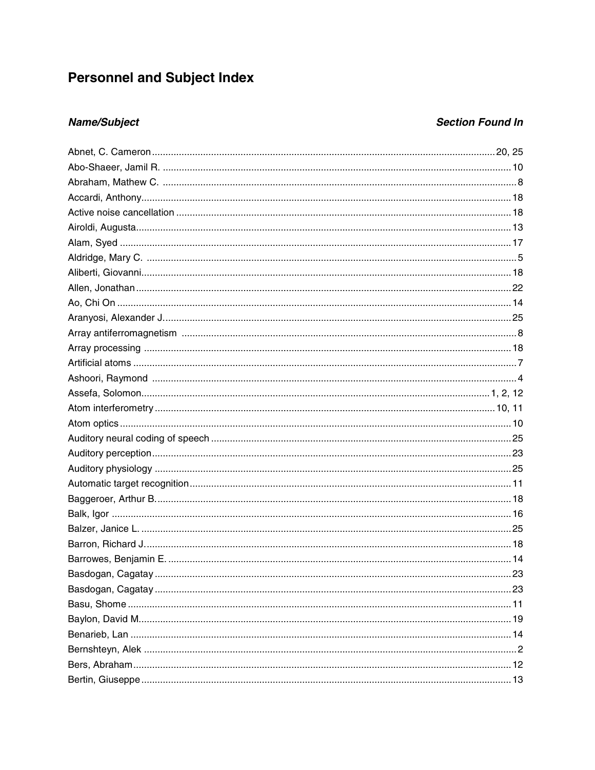# Personnel and Subject Index

| *Name/Subject* | *Section Found In* |
|---|---|
| Abnet, C. Cameron | 20, 25 |
| Abo-Shaeer, Jamil R. | 10 |
| Abraham, Mathew C. | 8 |
| Accardi, Anthony | 18 |
| Active noise cancellation | 18 |
| Airoldi, Augusta | 13 |
| Alam, Syed | 17 |
| Aldridge, Mary C. | 5 |
| Aliberti, Giovanni | 18 |
| Allen, Jonathan | 22 |
| Ao, Chi On | 14 |
| Aranyosi, Alexander J. | 25 |
| Array antiferromagnetism | 8 |
| Array processing | 18 |
| Artificial atoms | 7 |
| Ashoori, Raymond | 4 |
| Assefa, Solomon | 1, 2, 12 |
| Atom interferometry | 10, 11 |
| Atom optics | 10 |
| Auditory neural coding of speech | 25 |
| Auditory perception | 23 |
| Auditory physiology | 25 |
| Automatic target recognition | 11 |
| Baggeroer, Arthur B. | 18 |
| Balk, Igor | 16 |
| Balzer, Janice L. | 25 |
| Barron, Richard J. | 18 |
| Barrowes, Benjamin E. | 14 |
| Basdogan, Cagatay | 23 |
| Basdogan, Cagatay | 23 |
| Basu, Shome | 11 |
| Baylon, David M. | 19 |
| Benarieb, Lan | 14 |
| Bernshteyn, Alek | 2 |
| Bers, Abraham | 12 |
| Bertin, Giuseppe | 13 |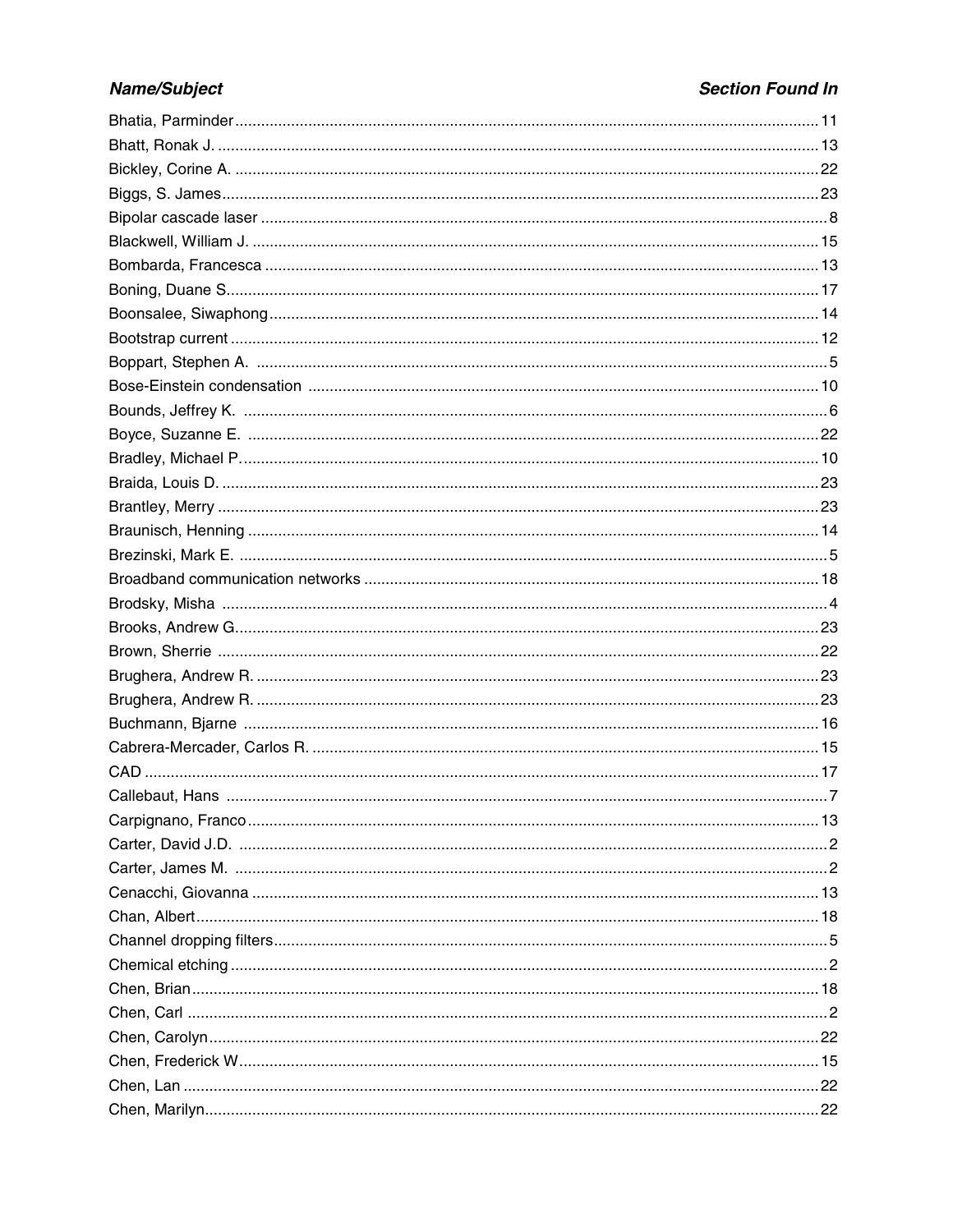| Name/Subject | Section Found In |
|---|---|
| Bhatia, Parminder | 11 |
| Bhatt, Ronak J. | 13 |
| Bickley, Corine A. | 22 |
| Biggs, S. James | 23 |
| Bipolar cascade laser | 8 |
| Blackwell, William J. | 15 |
| Bombarda, Francesca | 13 |
| Boning, Duane S. | 17 |
| Boonsalee, Siwaphong | 14 |
| Bootstrap current | 12 |
| Boppart, Stephen A. | 5 |
| Bose-Einstein condensation | 10 |
| Bounds, Jeffrey K. | 6 |
| Boyce, Suzanne E. | 22 |
| Bradley, Michael P. | 10 |
| Braida, Louis D. | 23 |
| Brantley, Merry | 23 |
| Braunisch, Henning | 14 |
| Brezinski, Mark E. | 5 |
| Broadband communication networks | 18 |
| Brodsky, Misha | 4 |
| Brooks, Andrew G. | 23 |
| Brown, Sherrie | 22 |
| Brughera, Andrew R. | 23 |
| Brughera, Andrew R. | 23 |
| Buchmann, Bjarne | 16 |
| Cabrera-Mercader, Carlos R. | 15 |
| CAD | 17 |
| Callebaut, Hans | 7 |
| Carpignano, Franco | 13 |
| Carter, David J.D. | 2 |
| Carter, James M. | 2 |
| Cenacchi, Giovanna | 13 |
| Chan, Albert | 18 |
| Channel dropping filters | 5 |
| Chemical etching | 2 |
| Chen, Brian | 18 |
| Chen, Carl | 2 |
| Chen, Carolyn | 22 |
| Chen, Frederick W. | 15 |
| Chen, Lan | 22 |
| Chen, Marilyn | 22 |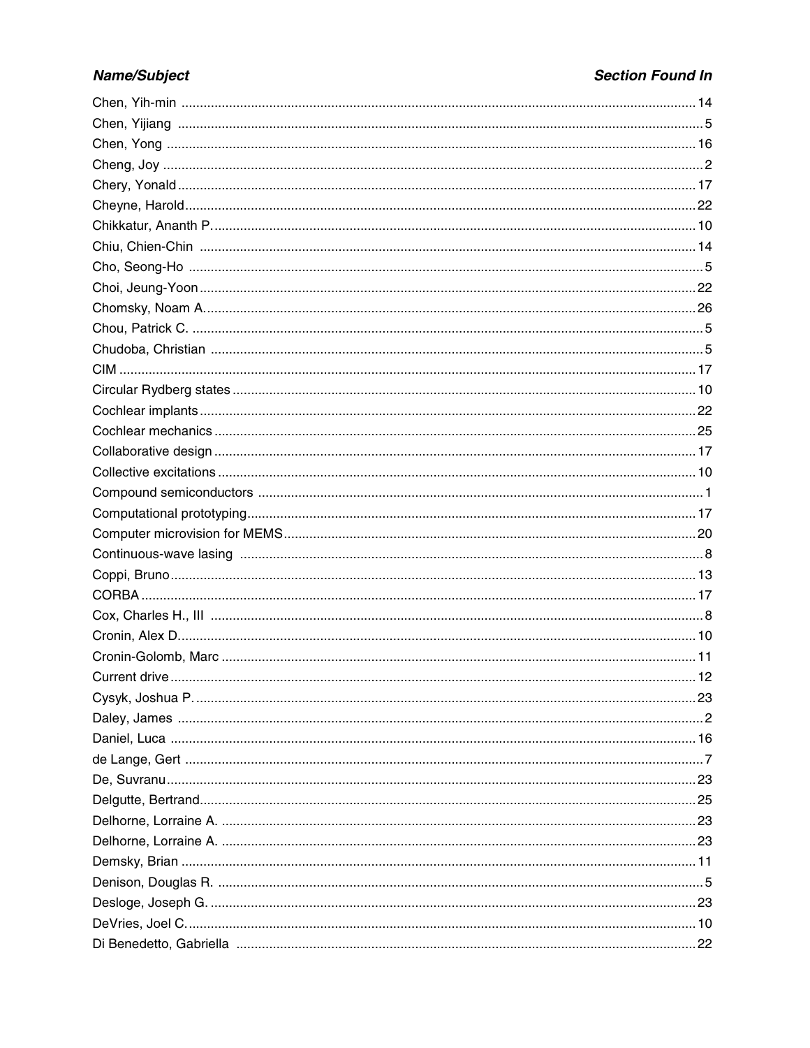| *Name/Subject* | *Section Found In* |
|---|---|
| Chen, Yih-min | 14 |
| Chen, Yijiang | 5 |
| Chen, Yong | 16 |
| Cheng, Joy | 2 |
| Chery, Yonald | 17 |
| Cheyne, Harold | 22 |
| Chikkatur, Ananth P. | 10 |
| Chiu, Chien-Chin | 14 |
| Cho, Seong-Ho | 5 |
| Choi, Jeung-Yoon | 22 |
| Chomsky, Noam A. | 26 |
| Chou, Patrick C. | 5 |
| Chudoba, Christian | 5 |
| CIM | 17 |
| Circular Rydberg states | 10 |
| Cochlear implants | 22 |
| Cochlear mechanics | 25 |
| Collaborative design | 17 |
| Collective excitations | 10 |
| Compound semiconductors | 1 |
| Computational prototyping | 17 |
| Computer microvision for MEMS | 20 |
| Continuous-wave lasing | 8 |
| Coppi, Bruno | 13 |
| CORBA | 17 |
| Cox, Charles H., III | 8 |
| Cronin, Alex D. | 10 |
| Cronin-Golomb, Marc | 11 |
| Current drive | 12 |
| Cysyk, Joshua P. | 23 |
| Daley, James | 2 |
| Daniel, Luca | 16 |
| de Lange, Gert | 7 |
| De, Suvranu | 23 |
| Delgutte, Bertrand | 25 |
| Delhorne, Lorraine A. | 23 |
| Delhorne, Lorraine A. | 23 |
| Demsky, Brian | 11 |
| Denison, Douglas R. | 5 |
| Desloge, Joseph G. | 23 |
| DeVries, Joel C. | 10 |
| Di Benedetto, Gabriella | 22 |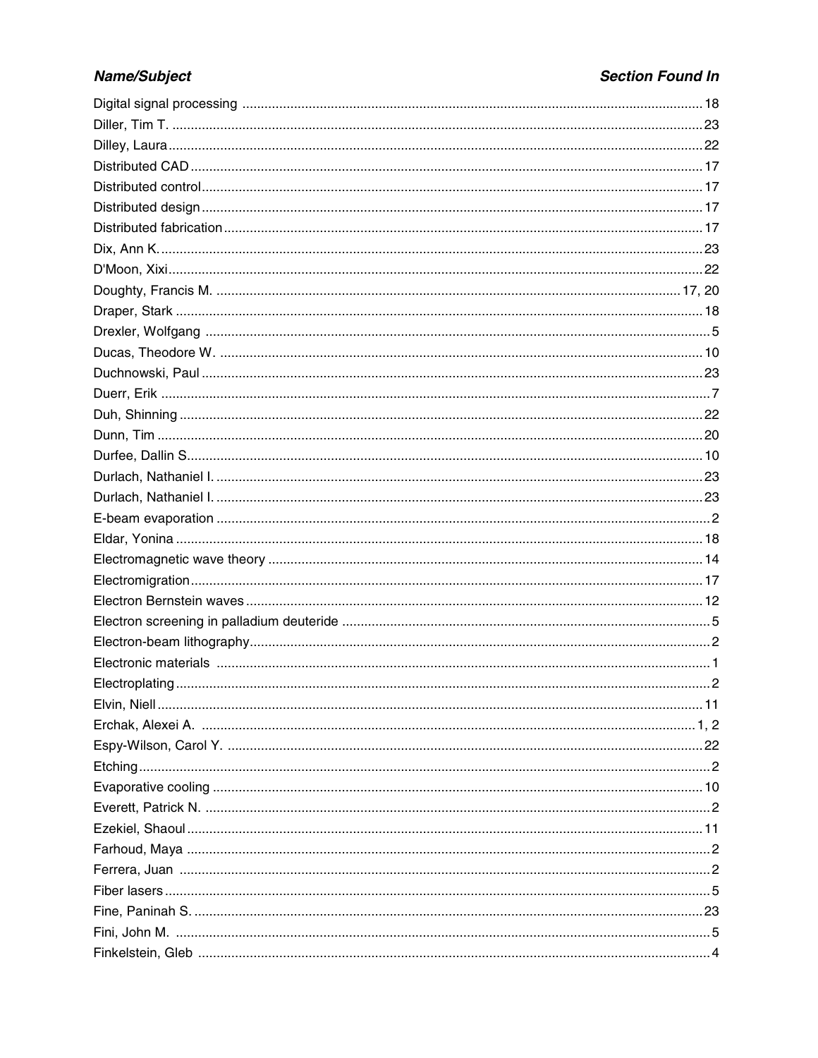| Name/Subject | Section Found In |
| --- | --- |
| Digital signal processing | 18 |
| Diller, Tim T. | 23 |
| Dilley, Laura | 22 |
| Distributed CAD | 17 |
| Distributed control | 17 |
| Distributed design | 17 |
| Distributed fabrication | 17 |
| Dix, Ann K. | 23 |
| D'Moon, Xixi | 22 |
| Doughty, Francis M. | 17, 20 |
| Draper, Stark | 18 |
| Drexler, Wolfgang | 5 |
| Ducas, Theodore W. | 10 |
| Duchnowski, Paul | 23 |
| Duerr, Erik | 7 |
| Duh, Shinning | 22 |
| Dunn, Tim | 20 |
| Durfee, Dallin S. | 10 |
| Durlach, Nathaniel I. | 23 |
| Durlach, Nathaniel I. | 23 |
| E-beam evaporation | 2 |
| Eldar, Yonina | 18 |
| Electromagnetic wave theory | 14 |
| Electromigration | 17 |
| Electron Bernstein waves | 12 |
| Electron screening in palladium deuteride | 5 |
| Electron-beam lithography | 2 |
| Electronic materials | 1 |
| Electroplating | 2 |
| Elvin, Niell | 11 |
| Erchak, Alexei A. | 1, 2 |
| Espy-Wilson, Carol Y. | 22 |
| Etching | 2 |
| Evaporative cooling | 10 |
| Everett, Patrick N. | 2 |
| Ezekiel, Shaoul | 11 |
| Farhoud, Maya | 2 |
| Ferrera, Juan | 2 |
| Fiber lasers | 5 |
| Fine, Paninah S. | 23 |
| Fini, John M. | 5 |
| Finkelstein, Gleb | 4 |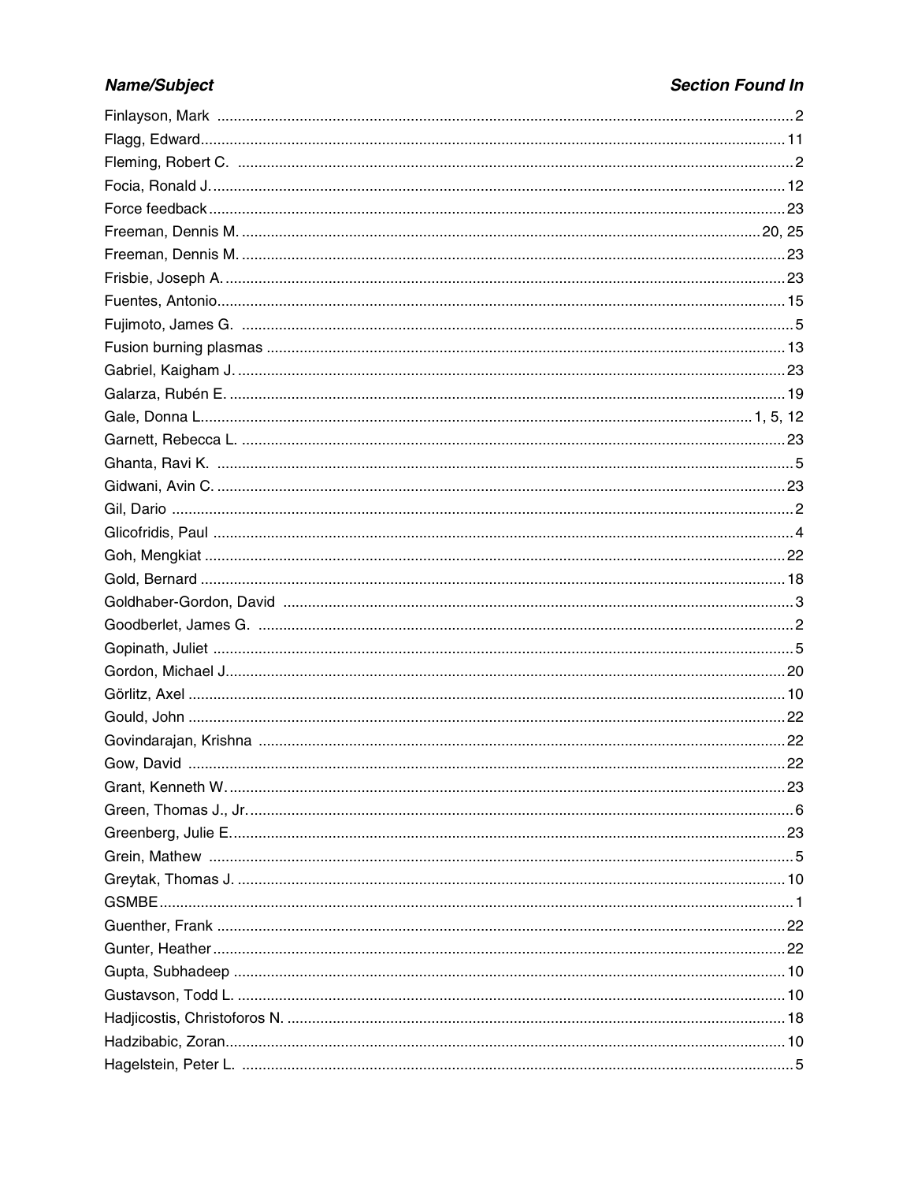| ***Name/Subject*** | ***Section Found In*** |
| --- | --- |
| Finlayson, Mark | 2 |
| Flagg, Edward | 11 |
| Fleming, Robert C. | 2 |
| Focia, Ronald J. | 12 |
| Force feedback | 23 |
| Freeman, Dennis M. | 20, 25 |
| Freeman, Dennis M. | 23 |
| Frisbie, Joseph A. | 23 |
| Fuentes, Antonio | 15 |
| Fujimoto, James G. | 5 |
| Fusion burning plasmas | 13 |
| Gabriel, Kaigham J. | 23 |
| Galarza, Rubén E. | 19 |
| Gale, Donna L. | 1, 5, 12 |
| Garnett, Rebecca L. | 23 |
| Ghanta, Ravi K. | 5 |
| Gidwani, Avin C. | 23 |
| Gil, Dario | 2 |
| Glicofridis, Paul | 4 |
| Goh, Mengkiat | 22 |
| Gold, Bernard | 18 |
| Goldhaber-Gordon, David | 3 |
| Goodberlet, James G. | 2 |
| Gopinath, Juliet | 5 |
| Gordon, Michael J. | 20 |
| Görlitz, Axel | 10 |
| Gould, John | 22 |
| Govindarajan, Krishna | 22 |
| Gow, David | 22 |
| Grant, Kenneth W. | 23 |
| Green, Thomas J., Jr. | 6 |
| Greenberg, Julie E. | 23 |
| Grein, Mathew | 5 |
| Greytak, Thomas J. | 10 |
| GSMBE | 1 |
| Guenther, Frank | 22 |
| Gunter, Heather | 22 |
| Gupta, Subhadeep | 10 |
| Gustavson, Todd L. | 10 |
| Hadjicostis, Christoforos N. | 18 |
| Hadzibabic, Zoran | 10 |
| Hagelstein, Peter L. | 5 |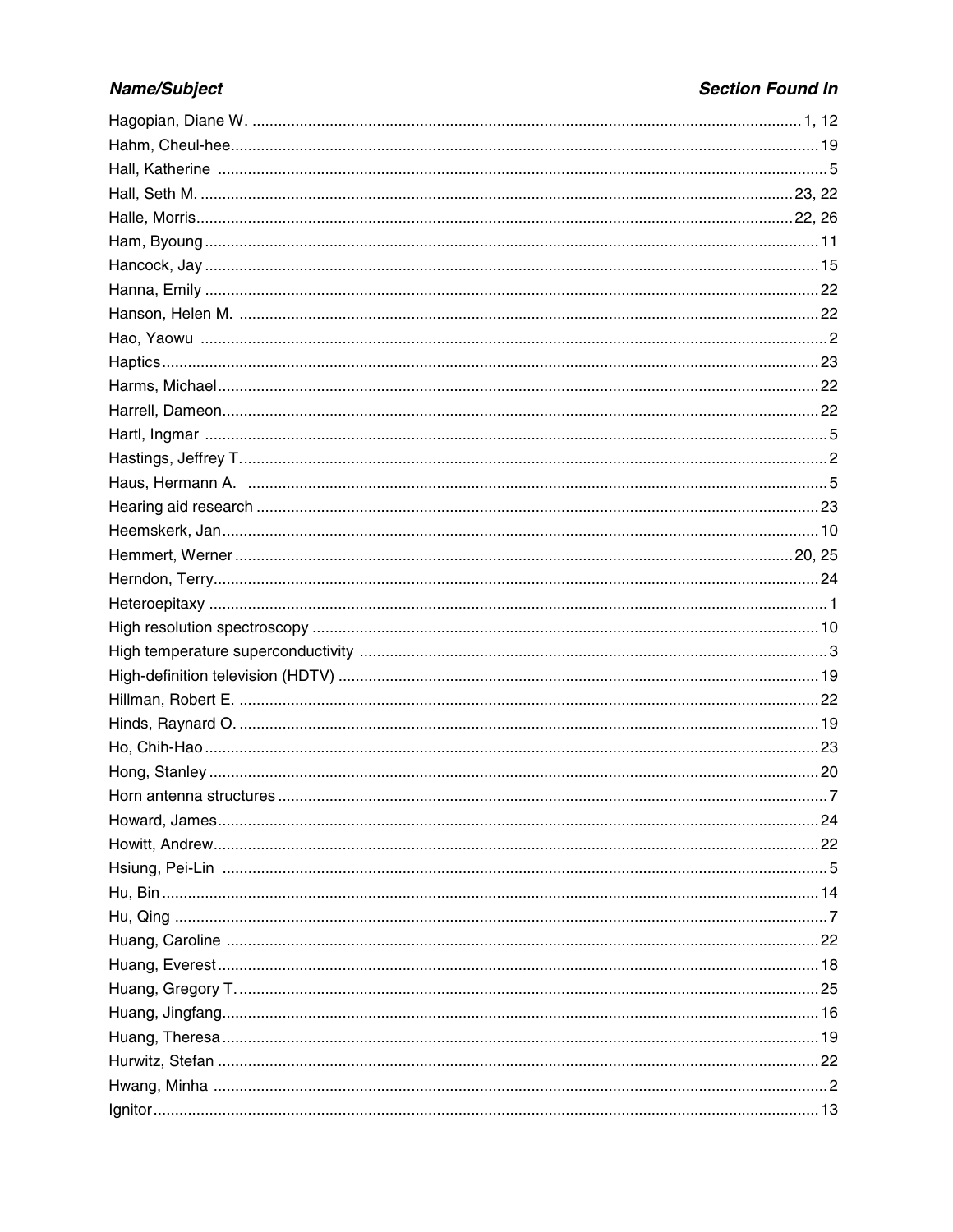| Name/Subject | Section Found In |
| --- | --- |
| Hagopian, Diane W. | 1, 12 |
| Hahm, Cheul-hee | 19 |
| Hall, Katherine | 5 |
| Hall, Seth M. | 23, 22 |
| Halle, Morris | 22, 26 |
| Ham, Byoung | 11 |
| Hancock, Jay | 15 |
| Hanna, Emily | 22 |
| Hanson, Helen M. | 22 |
| Hao, Yaowu | 2 |
| Haptics | 23 |
| Harms, Michael | 22 |
| Harrell, Dameon | 22 |
| Hartl, Ingmar | 5 |
| Hastings, Jeffrey T. | 2 |
| Haus, Hermann A. | 5 |
| Hearing aid research | 23 |
| Heemskerk, Jan | 10 |
| Hemmert, Werner | 20, 25 |
| Herndon, Terry | 24 |
| Heteroepitaxy | 1 |
| High resolution spectroscopy | 10 |
| High temperature superconductivity | 3 |
| High-definition television (HDTV) | 19 |
| Hillman, Robert E. | 22 |
| Hinds, Raynard O. | 19 |
| Ho, Chih-Hao | 23 |
| Hong, Stanley | 20 |
| Horn antenna structures | 7 |
| Howard, James | 24 |
| Howitt, Andrew | 22 |
| Hsiung, Pei-Lin | 5 |
| Hu, Bin | 14 |
| Hu, Qing | 7 |
| Huang, Caroline | 22 |
| Huang, Everest | 18 |
| Huang, Gregory T. | 25 |
| Huang, Jingfang | 16 |
| Huang, Theresa | 19 |
| Hurwitz, Stefan | 22 |
| Hwang, Minha | 2 |
| Ignitor | 13 |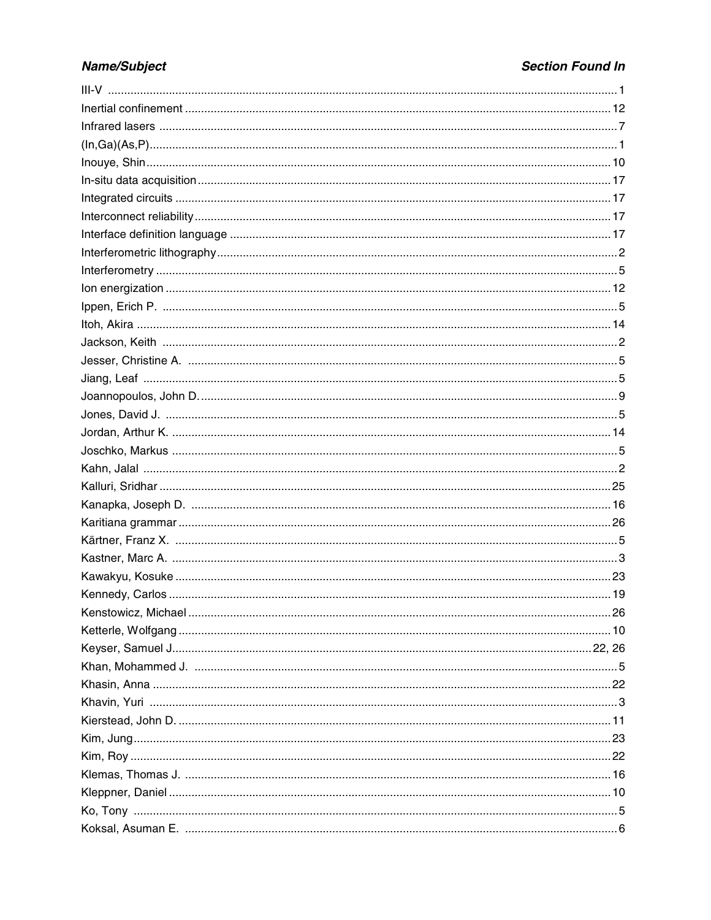| *Name/Subject* | *Section Found In* |
| --- | --- |
| III-V | 1 |
| Inertial confinement | 12 |
| Infrared lasers | 7 |
| (In,Ga)(As,P) | 1 |
| Inouye, Shin | 10 |
| In-situ data acquisition | 17 |
| Integrated circuits | 17 |
| Interconnect reliability | 17 |
| Interface definition language | 17 |
| Interferometric lithography | 2 |
| Interferometry | 5 |
| Ion energization | 12 |
| Ippen, Erich P. | 5 |
| Itoh, Akira | 14 |
| Jackson, Keith | 2 |
| Jesser, Christine A. | 5 |
| Jiang, Leaf | 5 |
| Joannopoulos, John D. | 9 |
| Jones, David J. | 5 |
| Jordan, Arthur K. | 14 |
| Joschko, Markus | 5 |
| Kahn, Jalal | 2 |
| Kalluri, Sridhar | 25 |
| Kanapka, Joseph D. | 16 |
| Karitiana grammar | 26 |
| Kärtner, Franz X. | 5 |
| Kastner, Marc A. | 3 |
| Kawakyu, Kosuke | 23 |
| Kennedy, Carlos | 19 |
| Kenstowicz, Michael | 26 |
| Ketterle, Wolfgang | 10 |
| Keyser, Samuel J. | 22, 26 |
| Khan, Mohammed J. | 5 |
| Khasin, Anna | 22 |
| Khavin, Yuri | 3 |
| Kierstead, John D. | 11 |
| Kim, Jung | 23 |
| Kim, Roy | 22 |
| Klemas, Thomas J. | 16 |
| Kleppner, Daniel | 10 |
| Ko, Tony | 5 |
| Koksal, Asuman E. | 6 |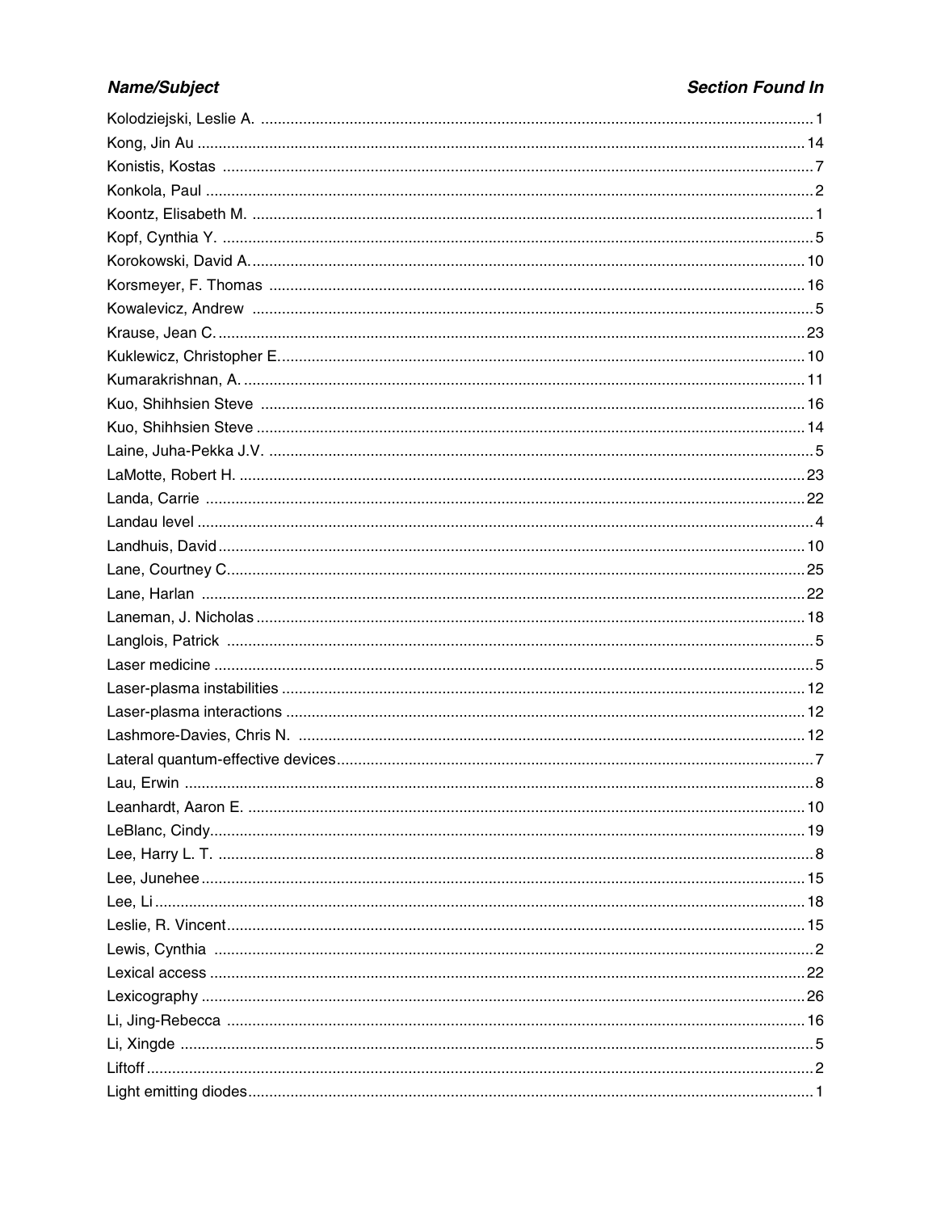| *Name/Subject* | *Section Found In* |
| --- | --- |
| Kolodziejski, Leslie A. | 1 |
| Kong, Jin Au | 14 |
| Konistis, Kostas | 7 |
| Konkola, Paul | 2 |
| Koontz, Elisabeth M. | 1 |
| Kopf, Cynthia Y. | 5 |
| Korokowski, David A. | 10 |
| Korsmeyer, F. Thomas | 16 |
| Kowalevicz, Andrew | 5 |
| Krause, Jean C. | 23 |
| Kuklewicz, Christopher E. | 10 |
| Kumarakrishnan, A. | 11 |
| Kuo, Shihhsien Steve | 16 |
| Kuo, Shihhsien Steve | 14 |
| Laine, Juha-Pekka J.V. | 5 |
| LaMotte, Robert H. | 23 |
| Landa, Carrie | 22 |
| Landau level | 4 |
| Landhuis, David | 10 |
| Lane, Courtney C. | 25 |
| Lane, Harlan | 22 |
| Laneman, J. Nicholas | 18 |
| Langlois, Patrick | 5 |
| Laser medicine | 5 |
| Laser-plasma instabilities | 12 |
| Laser-plasma interactions | 12 |
| Lashmore-Davies, Chris N. | 12 |
| Lateral quantum-effective devices | 7 |
| Lau, Erwin | 8 |
| Leanhardt, Aaron E. | 10 |
| LeBlanc, Cindy | 19 |
| Lee, Harry L. T. | 8 |
| Lee, Junehee | 15 |
| Lee, Li | 18 |
| Leslie, R. Vincent | 15 |
| Lewis, Cynthia | 2 |
| Lexical access | 22 |
| Lexicography | 26 |
| Li, Jing-Rebecca | 16 |
| Li, Xingde | 5 |
| Liftoff | 2 |
| Light emitting diodes | 1 |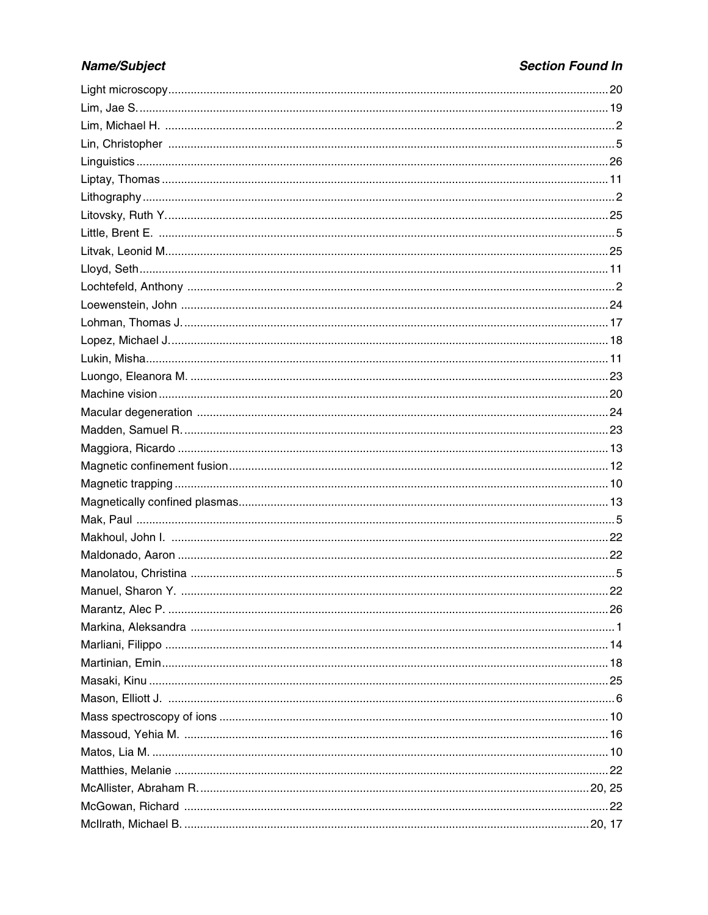| Name/Subject | Section Found In |
| --- | --- |
| Light microscopy | 20 |
| Lim, Jae S. | 19 |
| Lim, Michael H. | 2 |
| Lin, Christopher | 5 |
| Linguistics | 26 |
| Liptay, Thomas | 11 |
| Lithography | 2 |
| Litovsky, Ruth Y. | 25 |
| Little, Brent E. | 5 |
| Litvak, Leonid M. | 25 |
| Lloyd, Seth | 11 |
| Lochtefeld, Anthony | 2 |
| Loewenstein, John | 24 |
| Lohman, Thomas J. | 17 |
| Lopez, Michael J. | 18 |
| Lukin, Misha | 11 |
| Luongo, Eleanora M. | 23 |
| Machine vision | 20 |
| Macular degeneration | 24 |
| Madden, Samuel R. | 23 |
| Maggiora, Ricardo | 13 |
| Magnetic confinement fusion | 12 |
| Magnetic trapping | 10 |
| Magnetically confined plasmas | 13 |
| Mak, Paul | 5 |
| Makhoul, John I. | 22 |
| Maldonado, Aaron | 22 |
| Manolatou, Christina | 5 |
| Manuel, Sharon Y. | 22 |
| Marantz, Alec P. | 26 |
| Markina, Aleksandra | 1 |
| Marliani, Filippo | 14 |
| Martinian, Emin | 18 |
| Masaki, Kinu | 25 |
| Mason, Elliott J. | 6 |
| Mass spectroscopy of ions | 10 |
| Massoud, Yehia M. | 16 |
| Matos, Lia M. | 10 |
| Matthies, Melanie | 22 |
| McAllister, Abraham R. | 20, 25 |
| McGowan, Richard | 22 |
| McIlrath, Michael B. | 20, 17 |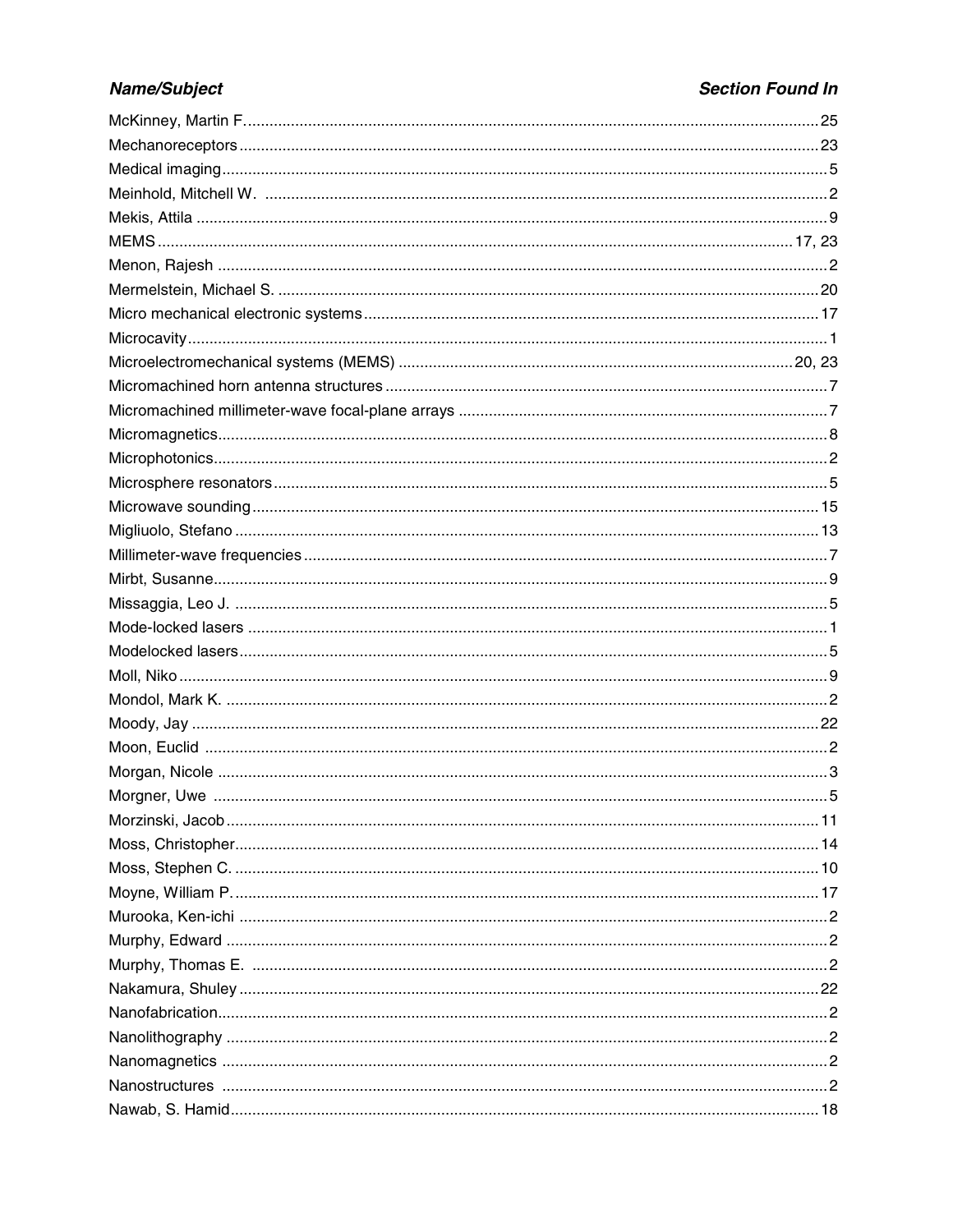| Name/Subject | Section Found In |
| --- | --- |
| McKinney, Martin F. | 25 |
| Mechanoreceptors | 23 |
| Medical imaging | 5 |
| Meinhold, Mitchell W. | 2 |
| Mekis, Attila | 9 |
| MEMS | 17, 23 |
| Menon, Rajesh | 2 |
| Mermelstein, Michael S. | 20 |
| Micro mechanical electronic systems | 17 |
| Microcavity | 1 |
| Microelectromechanical systems (MEMS) | 20, 23 |
| Micromachined horn antenna structures | 7 |
| Micromachined millimeter-wave focal-plane arrays | 7 |
| Micromagnetics | 8 |
| Microphotonics | 2 |
| Microsphere resonators | 5 |
| Microwave sounding | 15 |
| Migliuolo, Stefano | 13 |
| Millimeter-wave frequencies | 7 |
| Mirbt, Susanne | 9 |
| Missaggia, Leo J. | 5 |
| Mode-locked lasers | 1 |
| Modelocked lasers | 5 |
| Moll, Niko | 9 |
| Mondol, Mark K. | 2 |
| Moody, Jay | 22 |
| Moon, Euclid | 2 |
| Morgan, Nicole | 3 |
| Morgner, Uwe | 5 |
| Morzinski, Jacob | 11 |
| Moss, Christopher | 14 |
| Moss, Stephen C. | 10 |
| Moyne, William P. | 17 |
| Murooka, Ken-ichi | 2 |
| Murphy, Edward | 2 |
| Murphy, Thomas E. | 2 |
| Nakamura, Shuley | 22 |
| Nanofabrication | 2 |
| Nanolithography | 2 |
| Nanomagnetics | 2 |
| Nanostructures | 2 |
| Nawab, S. Hamid | 18 |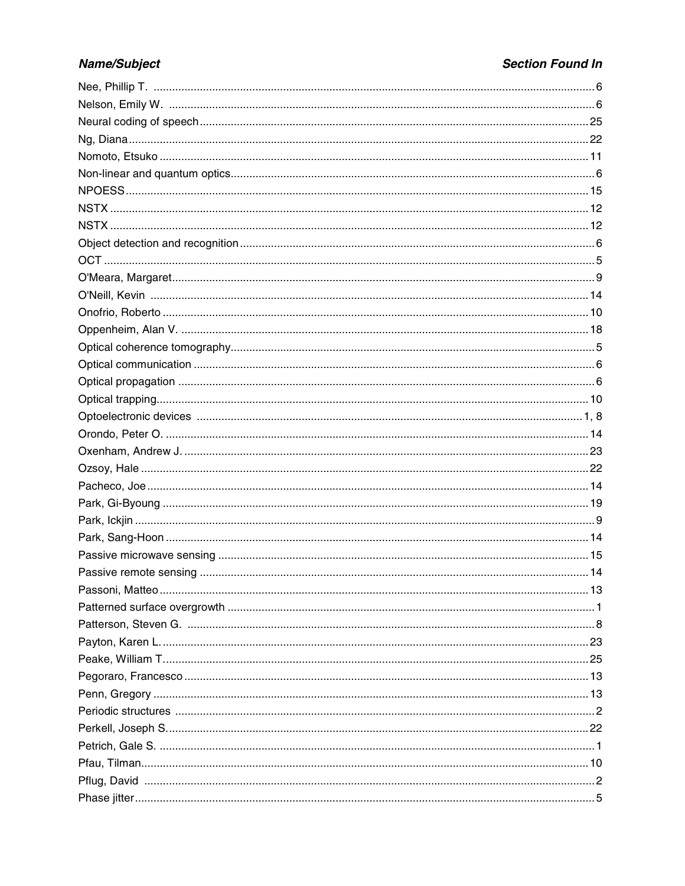| *Name/Subject* | *Section Found In* |
| --- | --- |
| Nee, Phillip T. | 6 |
| Nelson, Emily W. | 6 |
| Neural coding of speech | 25 |
| Ng, Diana | 22 |
| Nomoto, Etsuko | 11 |
| Non-linear and quantum optics | 6 |
| NPOESS | 15 |
| NSTX | 12 |
| NSTX | 12 |
| Object detection and recognition | 6 |
| OCT | 5 |
| O'Meara, Margaret | 9 |
| O'Neill, Kevin | 14 |
| Onofrio, Roberto | 10 |
| Oppenheim, Alan V. | 18 |
| Optical coherence tomography | 5 |
| Optical communication | 6 |
| Optical propagation | 6 |
| Optical trapping | 10 |
| Optoelectronic devices | 1, 8 |
| Orondo, Peter O. | 14 |
| Oxenham, Andrew J. | 23 |
| Ozsoy, Hale | 22 |
| Pacheco, Joe | 14 |
| Park, Gi-Byoung | 19 |
| Park, Ickjin | 9 |
| Park, Sang-Hoon | 14 |
| Passive microwave sensing | 15 |
| Passive remote sensing | 14 |
| Passoni, Matteo | 13 |
| Patterned surface overgrowth | 1 |
| Patterson, Steven G. | 8 |
| Payton, Karen L. | 23 |
| Peake, William T. | 25 |
| Pegoraro, Francesco | 13 |
| Penn, Gregory | 13 |
| Periodic structures | 2 |
| Perkell, Joseph S. | 22 |
| Petrich, Gale S. | 1 |
| Pfau, Tilman | 10 |
| Pflug, David | 2 |
| Phase jitter | 5 |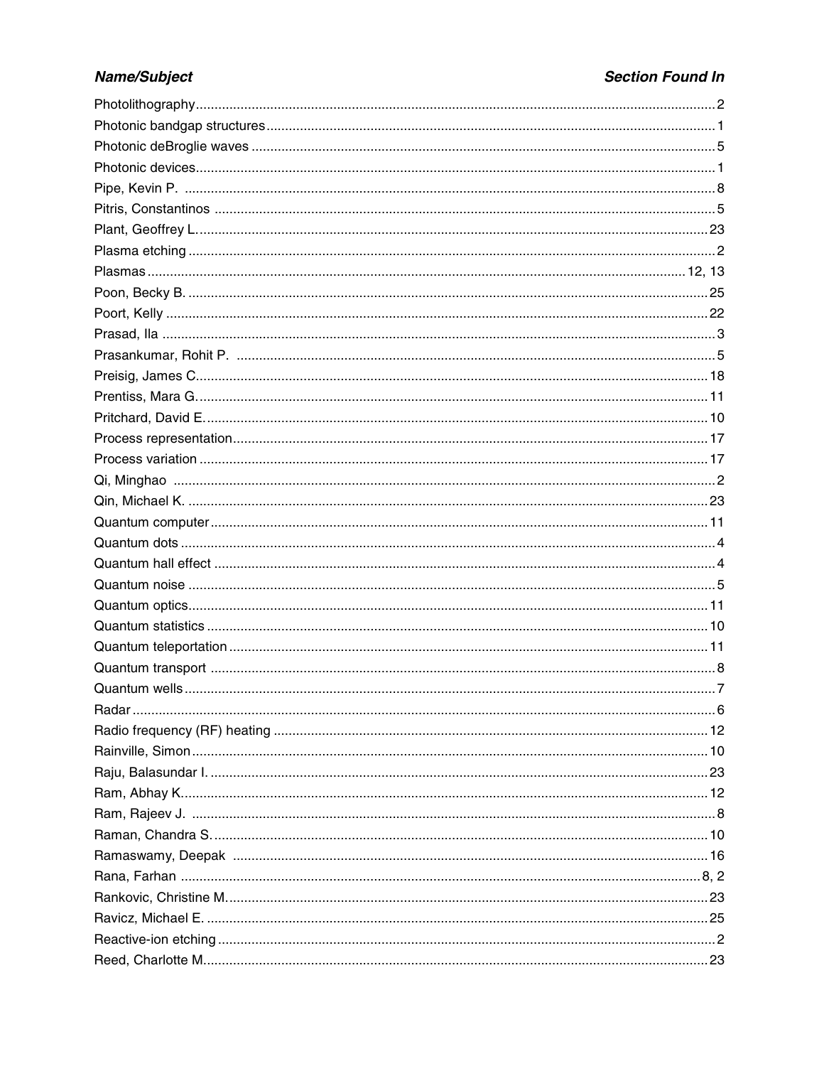| Name/Subject | Section Found In |
| --- | --- |
| Photolithography | 2 |
| Photonic bandgap structures | 1 |
| Photonic deBroglie waves | 5 |
| Photonic devices | 1 |
| Pipe, Kevin P. | 8 |
| Pitris, Constantinos | 5 |
| Plant, Geoffrey L. | 23 |
| Plasma etching | 2 |
| Plasmas | 12, 13 |
| Poon, Becky B. | 25 |
| Poort, Kelly | 22 |
| Prasad, Ila | 3 |
| Prasankumar, Rohit P. | 5 |
| Preisig, James C. | 18 |
| Prentiss, Mara G. | 11 |
| Pritchard, David E. | 10 |
| Process representation | 17 |
| Process variation | 17 |
| Qi, Minghao | 2 |
| Qin, Michael K. | 23 |
| Quantum computer | 11 |
| Quantum dots | 4 |
| Quantum hall effect | 4 |
| Quantum noise | 5 |
| Quantum optics | 11 |
| Quantum statistics | 10 |
| Quantum teleportation | 11 |
| Quantum transport | 8 |
| Quantum wells | 7 |
| Radar | 6 |
| Radio frequency (RF) heating | 12 |
| Rainville, Simon | 10 |
| Raju, Balasundar I. | 23 |
| Ram, Abhay K. | 12 |
| Ram, Rajeev J. | 8 |
| Raman, Chandra S. | 10 |
| Ramaswamy, Deepak | 16 |
| Rana, Farhan | 8, 2 |
| Rankovic, Christine M. | 23 |
| Ravicz, Michael E. | 25 |
| Reactive-ion etching | 2 |
| Reed, Charlotte M. | 23 |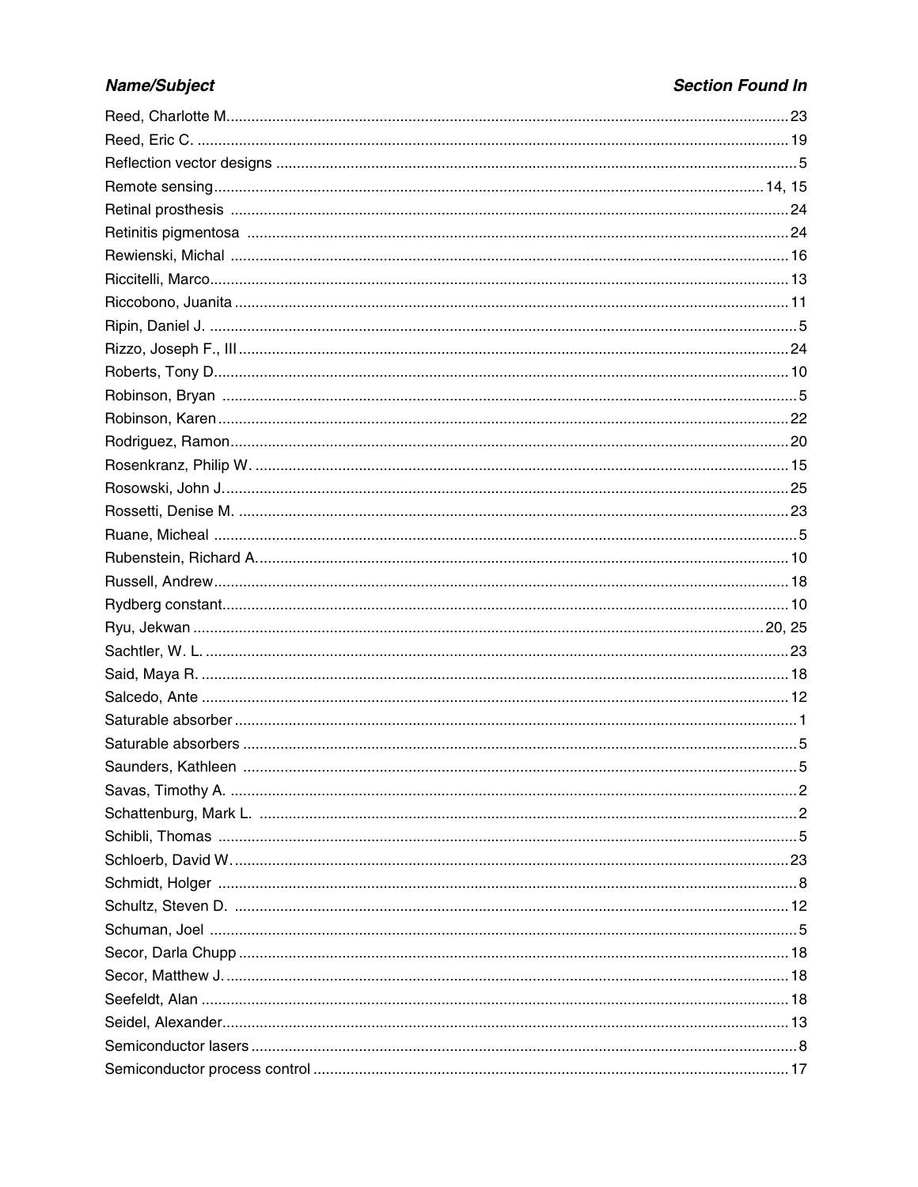| Name/Subject | Section Found In |
| --- | --- |
| Reed, Charlotte M. | 23 |
| Reed, Eric C. | 19 |
| Reflection vector designs | 5 |
| Remote sensing | 14, 15 |
| Retinal prosthesis | 24 |
| Retinitis pigmentosa | 24 |
| Rewienski, Michal | 16 |
| Riccitelli, Marco | 13 |
| Riccobono, Juanita | 11 |
| Ripin, Daniel J. | 5 |
| Rizzo, Joseph F., III | 24 |
| Roberts, Tony D. | 10 |
| Robinson, Bryan | 5 |
| Robinson, Karen | 22 |
| Rodriguez, Ramon | 20 |
| Rosenkranz, Philip W. | 15 |
| Rosowski, John J. | 25 |
| Rossetti, Denise M. | 23 |
| Ruane, Micheal | 5 |
| Rubenstein, Richard A. | 10 |
| Russell, Andrew | 18 |
| Rydberg constant | 10 |
| Ryu, Jekwan | 20, 25 |
| Sachtler, W. L. | 23 |
| Said, Maya R. | 18 |
| Salcedo, Ante | 12 |
| Saturable absorber | 1 |
| Saturable absorbers | 5 |
| Saunders, Kathleen | 5 |
| Savas, Timothy A. | 2 |
| Schattenburg, Mark L. | 2 |
| Schibli, Thomas | 5 |
| Schloerb, David W. | 23 |
| Schmidt, Holger | 8 |
| Schultz, Steven D. | 12 |
| Schuman, Joel | 5 |
| Secor, Darla Chupp | 18 |
| Secor, Matthew J. | 18 |
| Seefeldt, Alan | 18 |
| Seidel, Alexander | 13 |
| Semiconductor lasers | 8 |
| Semiconductor process control | 17 |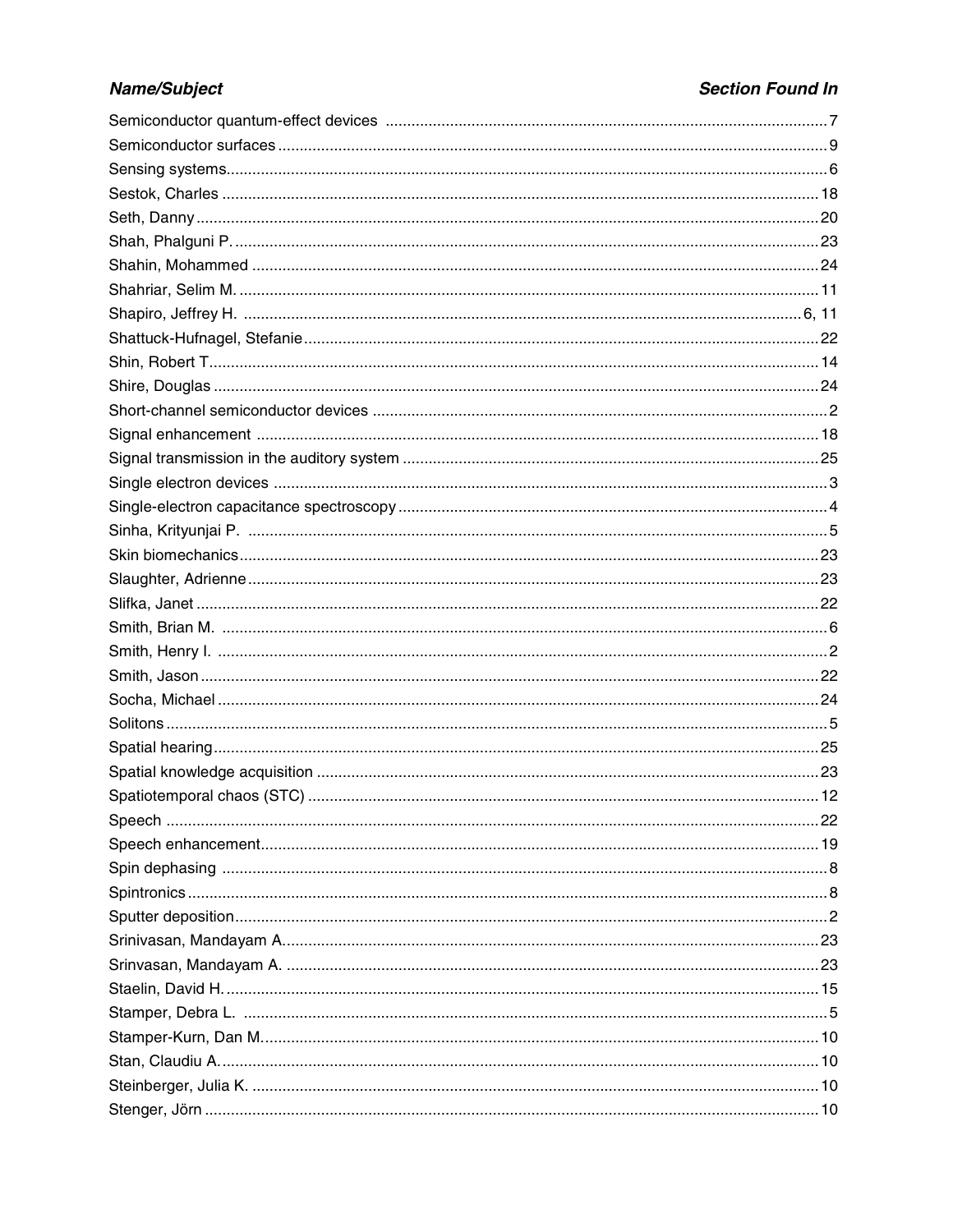| ***Name/Subject*** | ***Section Found In*** |
| --- | --- |
| Semiconductor quantum-effect devices | 7 |
| Semiconductor surfaces | 9 |
| Sensing systems | 6 |
| Sestok, Charles | 18 |
| Seth, Danny | 20 |
| Shah, Phalguni P. | 23 |
| Shahin, Mohammed | 24 |
| Shahriar, Selim M. | 11 |
| Shapiro, Jeffrey H. | 6, 11 |
| Shattuck-Hufnagel, Stefanie | 22 |
| Shin, Robert T. | 14 |
| Shire, Douglas | 24 |
| Short-channel semiconductor devices | 2 |
| Signal enhancement | 18 |
| Signal transmission in the auditory system | 25 |
| Single electron devices | 3 |
| Single-electron capacitance spectroscopy | 4 |
| Sinha, Krityunjai P. | 5 |
| Skin biomechanics | 23 |
| Slaughter, Adrienne | 23 |
| Slifka, Janet | 22 |
| Smith, Brian M. | 6 |
| Smith, Henry I. | 2 |
| Smith, Jason | 22 |
| Socha, Michael | 24 |
| Solitons | 5 |
| Spatial hearing | 25 |
| Spatial knowledge acquisition | 23 |
| Spatiotemporal chaos (STC) | 12 |
| Speech | 22 |
| Speech enhancement | 19 |
| Spin dephasing | 8 |
| Spintronics | 8 |
| Sputter deposition | 2 |
| Srinivasan, Mandayam A. | 23 |
| Srinvasan, Mandayam A. | 23 |
| Staelin, David H. | 15 |
| Stamper, Debra L. | 5 |
| Stamper-Kurn, Dan M. | 10 |
| Stan, Claudiu A. | 10 |
| Steinberger, Julia K. | 10 |
| Stenger, Jörn | 10 |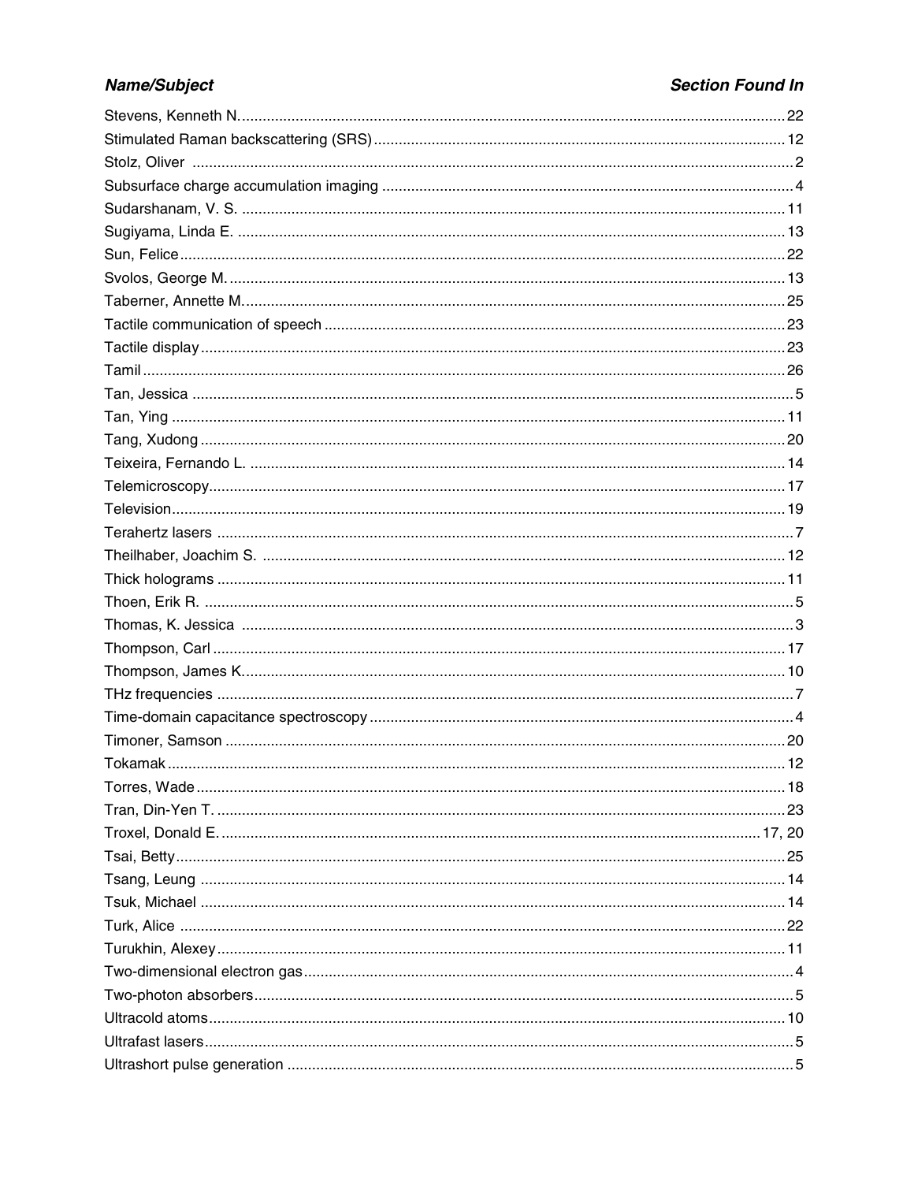| Name/Subject | Section Found In |
| --- | --- |
| Stevens, Kenneth N. | 22 |
| Stimulated Raman backscattering (SRS) | 12 |
| Stolz, Oliver | 2 |
| Subsurface charge accumulation imaging | 4 |
| Sudarshanam, V. S. | 11 |
| Sugiyama, Linda E. | 13 |
| Sun, Felice | 22 |
| Svolos, George M. | 13 |
| Taberner, Annette M. | 25 |
| Tactile communication of speech | 23 |
| Tactile display | 23 |
| Tamil | 26 |
| Tan, Jessica | 5 |
| Tan, Ying | 11 |
| Tang, Xudong | 20 |
| Teixeira, Fernando L. | 14 |
| Telemicroscopy | 17 |
| Television | 19 |
| Terahertz lasers | 7 |
| Theilhaber, Joachim S. | 12 |
| Thick holograms | 11 |
| Thoen, Erik R. | 5 |
| Thomas, K. Jessica | 3 |
| Thompson, Carl | 17 |
| Thompson, James K. | 10 |
| THz frequencies | 7 |
| Time-domain capacitance spectroscopy | 4 |
| Timoner, Samson | 20 |
| Tokamak | 12 |
| Torres, Wade | 18 |
| Tran, Din-Yen T. | 23 |
| Troxel, Donald E. | 17, 20 |
| Tsai, Betty | 25 |
| Tsang, Leung | 14 |
| Tsuk, Michael | 14 |
| Turk, Alice | 22 |
| Turukhin, Alexey | 11 |
| Two-dimensional electron gas | 4 |
| Two-photon absorbers | 5 |
| Ultracold atoms | 10 |
| Ultrafast lasers | 5 |
| Ultrashort pulse generation | 5 |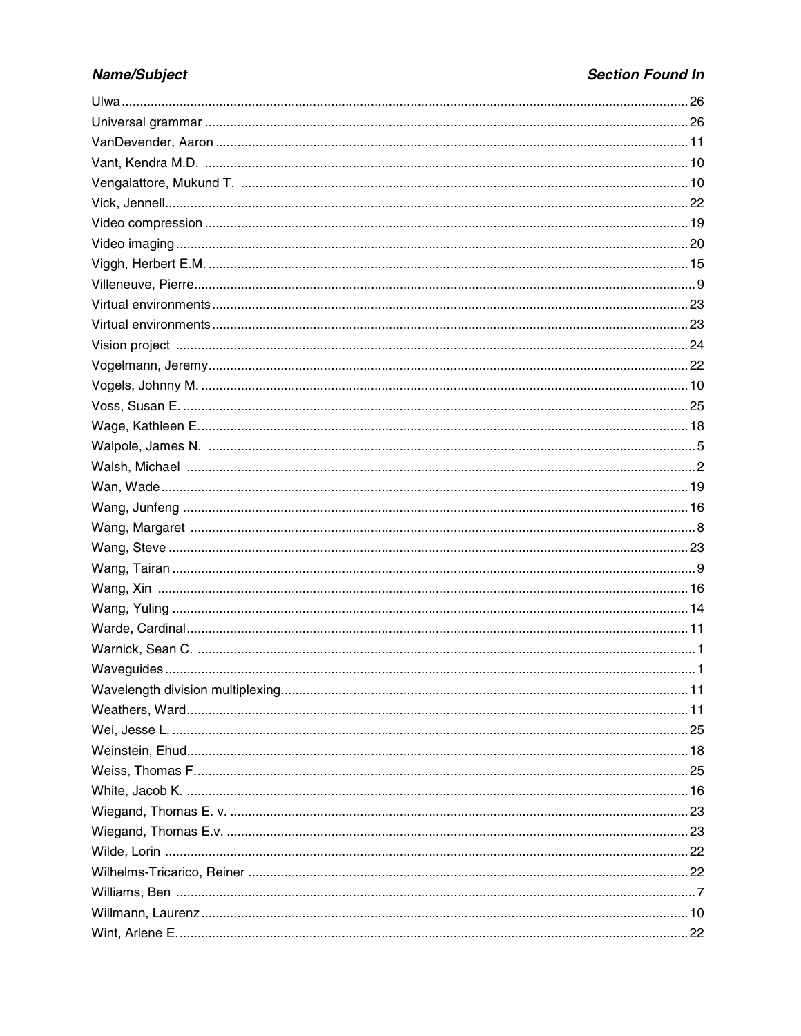| ***Name/Subject*** | ***Section Found In*** |
| --- | --- |
| Ulwa | 26 |
| Universal grammar | 26 |
| VanDevender, Aaron | 11 |
| Vant, Kendra M.D. | 10 |
| Vengalattore, Mukund T. | 10 |
| Vick, Jennell | 22 |
| Video compression | 19 |
| Video imaging | 20 |
| Viggh, Herbert E.M. | 15 |
| Villeneuve, Pierre | 9 |
| Virtual environments | 23 |
| Virtual environments | 23 |
| Vision project | 24 |
| Vogelmann, Jeremy | 22 |
| Vogels, Johnny M. | 10 |
| Voss, Susan E. | 25 |
| Wage, Kathleen E. | 18 |
| Walpole, James N. | 5 |
| Walsh, Michael | 2 |
| Wan, Wade | 19 |
| Wang, Junfeng | 16 |
| Wang, Margaret | 8 |
| Wang, Steve | 23 |
| Wang, Tairan | 9 |
| Wang, Xin | 16 |
| Wang, Yuling | 14 |
| Warde, Cardinal | 11 |
| Warnick, Sean C. | 1 |
| Waveguides | 1 |
| Wavelength division multiplexing | 11 |
| Weathers, Ward | 11 |
| Wei, Jesse L. | 25 |
| Weinstein, Ehud | 18 |
| Weiss, Thomas F. | 25 |
| White, Jacob K. | 16 |
| Wiegand, Thomas E. v. | 23 |
| Wiegand, Thomas E.v. | 23 |
| Wilde, Lorin | 22 |
| Wilhelms-Tricarico, Reiner | 22 |
| Williams, Ben | 7 |
| Willmann, Laurenz | 10 |
| Wint, Arlene E. | 22 |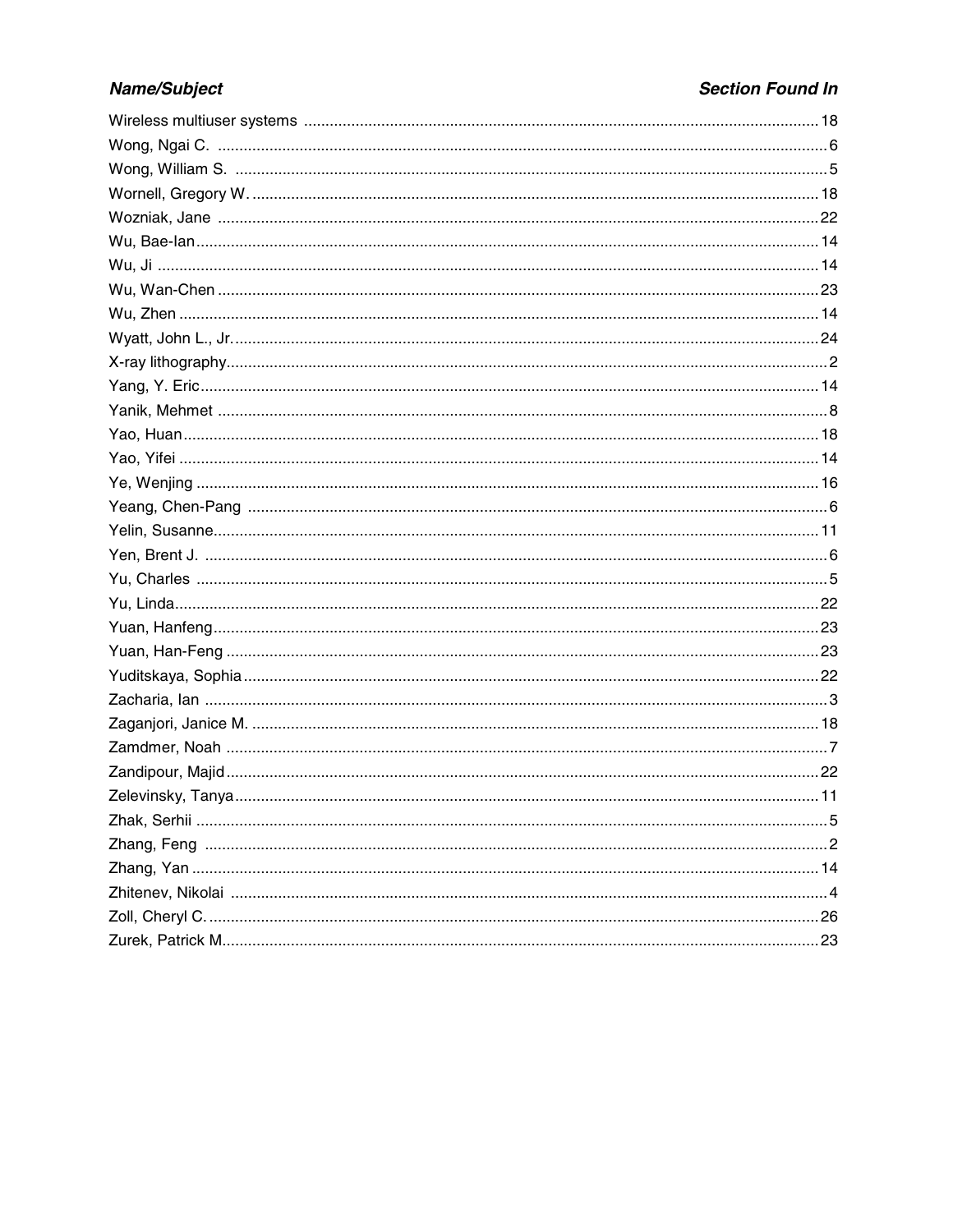| Name/Subject | Section Found In |
| --- | --- |
| Wireless multiuser systems | 18 |
| Wong, Ngai C. | 6 |
| Wong, William S. | 5 |
| Wornell, Gregory W. | 18 |
| Wozniak, Jane | 22 |
| Wu, Bae-Ian | 14 |
| Wu, Ji | 14 |
| Wu, Wan-Chen | 23 |
| Wu, Zhen | 14 |
| Wyatt, John L., Jr. | 24 |
| X-ray lithography | 2 |
| Yang, Y. Eric | 14 |
| Yanik, Mehmet | 8 |
| Yao, Huan | 18 |
| Yao, Yifei | 14 |
| Ye, Wenjing | 16 |
| Yeang, Chen-Pang | 6 |
| Yelin, Susanne | 11 |
| Yen, Brent J. | 6 |
| Yu, Charles | 5 |
| Yu, Linda | 22 |
| Yuan, Hanfeng | 23 |
| Yuan, Han-Feng | 23 |
| Yuditskaya, Sophia | 22 |
| Zacharia, Ian | 3 |
| Zaganjori, Janice M. | 18 |
| Zamdmer, Noah | 7 |
| Zandipour, Majid | 22 |
| Zelevinsky, Tanya | 11 |
| Zhak, Serhii | 5 |
| Zhang, Feng | 2 |
| Zhang, Yan | 14 |
| Zhitenev, Nikolai | 4 |
| Zoll, Cheryl C. | 26 |
| Zurek, Patrick M. | 23 |